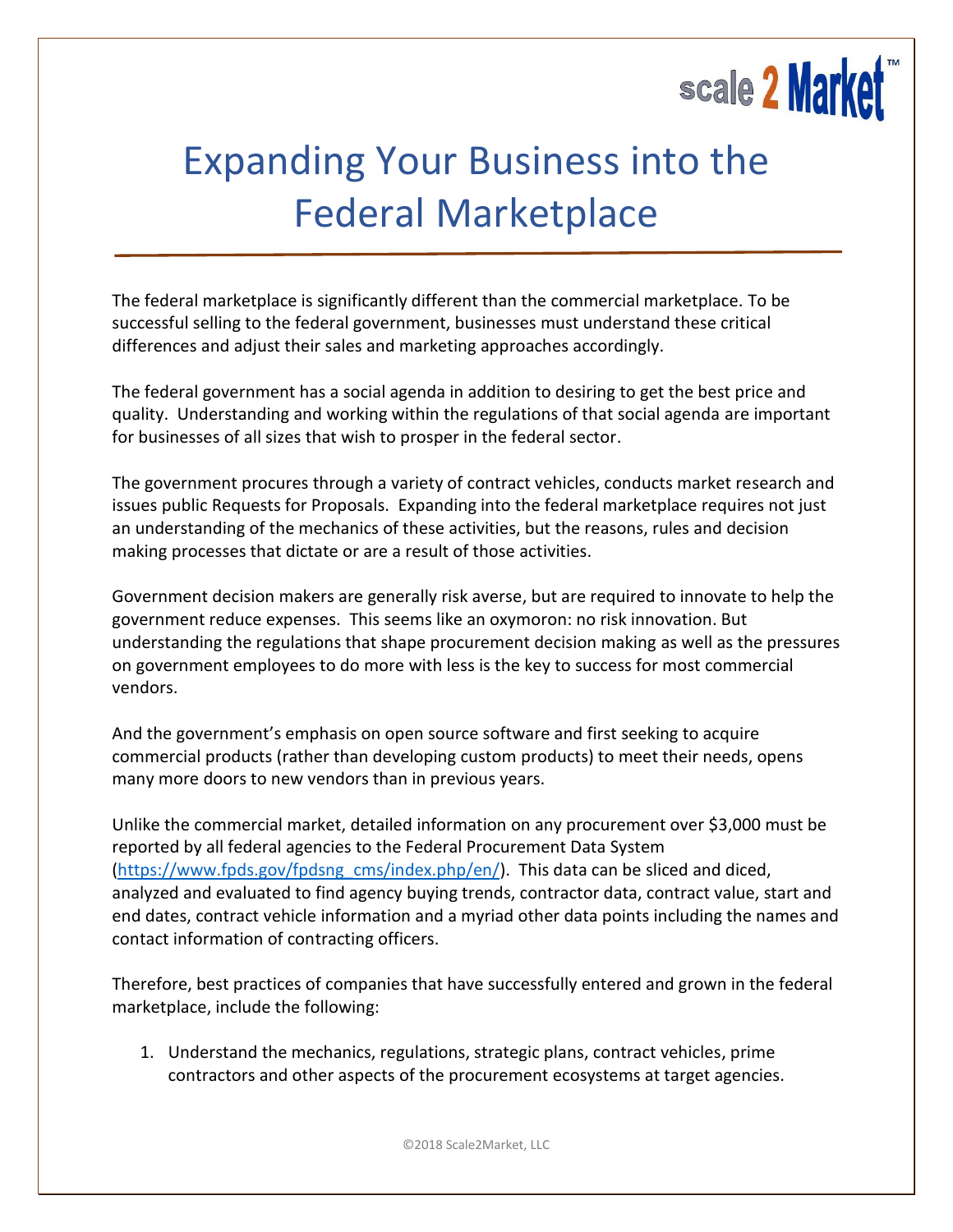# Expanding Your Business into the Federal Marketplace

The federal marketplace is significantly different than the commercial marketplace. To be successful selling to the federal government, businesses must understand these critical differences and adjust their sales and marketing approaches accordingly.

The federal government has a social agenda in addition to desiring to get the best price and quality. Understanding and working within the regulations of that social agenda are important for businesses of all sizes that wish to prosper in the federal sector.

The government procures through a variety of contract vehicles, conducts market research and issues public Requests for Proposals. Expanding into the federal marketplace requires not just an understanding of the mechanics of these activities, but the reasons, rules and decision making processes that dictate or are a result of those activities.

Government decision makers are generally risk averse, but are required to innovate to help the government reduce expenses. This seems like an oxymoron: no risk innovation. But understanding the regulations that shape procurement decision making as well as the pressures on government employees to do more with less is the key to success for most commercial vendors.

And the government's emphasis on open source software and first seeking to acquire commercial products (rather than developing custom products) to meet their needs, opens many more doors to new vendors than in previous years.

Unlike the commercial market, detailed information on any procurement over $3,000 must be reported by all federal agencies to the Federal Procurement Data System (https://www.fpds.gov/fpdsng_cms/index.php/en/). This data can be sliced and diced, analyzed and evaluated to find agency buying trends, contractor data, contract value, start and end dates, contract vehicle information and a myriad other data points including the names and contact information of contracting officers.

Therefore, best practices of companies that have successfully entered and grown in the federal marketplace, include the following:

1. Understand the mechanics, regulations, strategic plans, contract vehicles, prime contractors and other aspects of the procurement ecosystems at target agencies.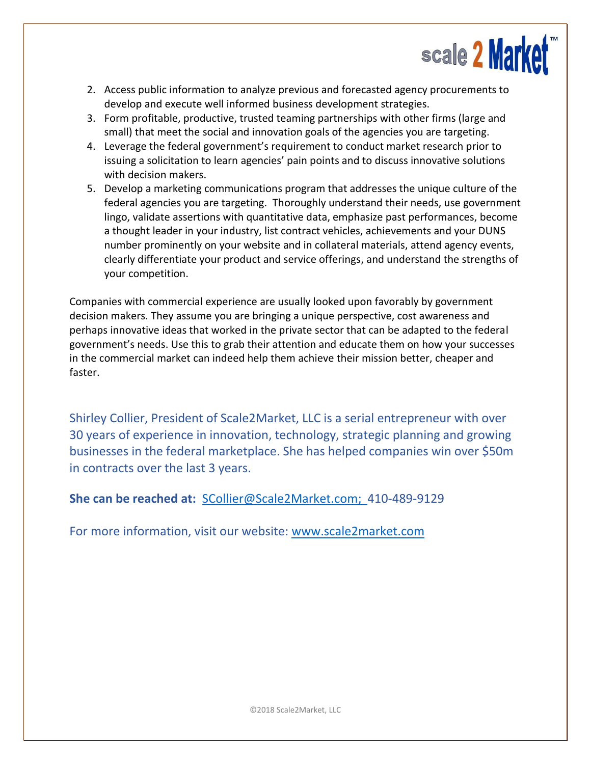2. Access public information to analyze previous and forecasted agency procurements to develop and execute well informed business development strategies.
3. Form profitable, productive, trusted teaming partnerships with other firms (large and small) that meet the social and innovation goals of the agencies you are targeting.
4. Leverage the federal government's requirement to conduct market research prior to issuing a solicitation to learn agencies' pain points and to discuss innovative solutions with decision makers.
5. Develop a marketing communications program that addresses the unique culture of the federal agencies you are targeting. Thoroughly understand their needs, use government lingo, validate assertions with quantitative data, emphasize past performances, become a thought leader in your industry, list contract vehicles, achievements and your DUNS number prominently on your website and in collateral materials, attend agency events, clearly differentiate your product and service offerings, and understand the strengths of your competition.

Companies with commercial experience are usually looked upon favorably by government decision makers. They assume you are bringing a unique perspective, cost awareness and perhaps innovative ideas that worked in the private sector that can be adapted to the federal government's needs. Use this to grab their attention and educate them on how your successes in the commercial market can indeed help them achieve their mission better, cheaper and faster.

Shirley Collier, President of Scale2Market, LLC is a serial entrepreneur with over 30 years of experience in innovation, technology, strategic planning and growing businesses in the federal marketplace. She has helped companies win over $50m in contracts over the last 3 years.

**She can be reached at:** SCollier@Scale2Market.com; 410-489-9129

For more information, visit our website: www.scale2market.com

©2018 Scale2Market, LLC